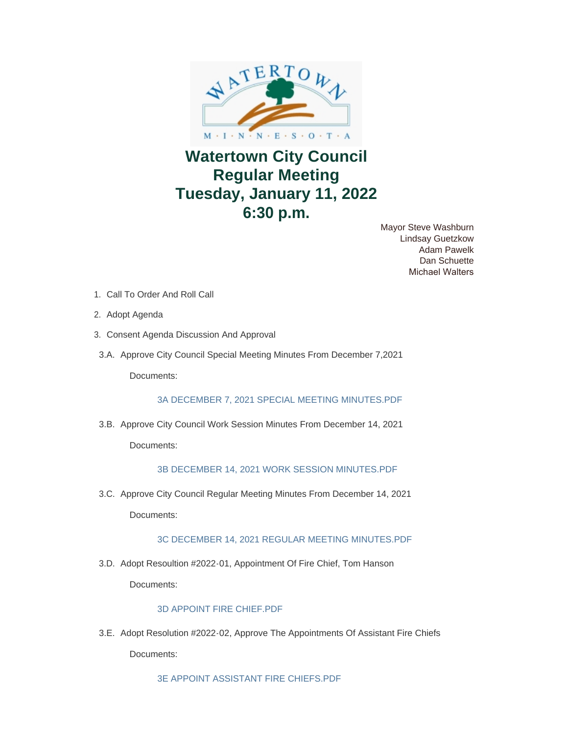# Watertown City Council
# Regular Meeting
# Tuesday, January 11, 2022
# 6:30 p.m.

Mayor Steve Washburn
Lindsay Guetzkow
Adam Pawelk
Dan Schuette
Michael Walters

1. Call To Order And Roll Call
2. Adopt Agenda
3. Consent Agenda Discussion And Approval

3.A. Approve City Council Special Meeting Minutes From December 7,2021

Documents:

3A DECEMBER 7, 2021 SPECIAL MEETING MINUTES.PDF

3.B. Approve City Council Work Session Minutes From December 14, 2021

Documents:

3B DECEMBER 14, 2021 WORK SESSION MINUTES.PDF

3.C. Approve City Council Regular Meeting Minutes From December 14, 2021

Documents:

3C DECEMBER 14, 2021 REGULAR MEETING MINUTES.PDF

3.D. Adopt Resoultion #2022-01, Appointment Of Fire Chief, Tom Hanson

Documents:

3D APPOINT FIRE CHIEF.PDF

3.E. Adopt Resolution #2022-02, Approve The Appointments Of Assistant Fire Chiefs

Documents:

3E APPOINT ASSISTANT FIRE CHIEFS.PDF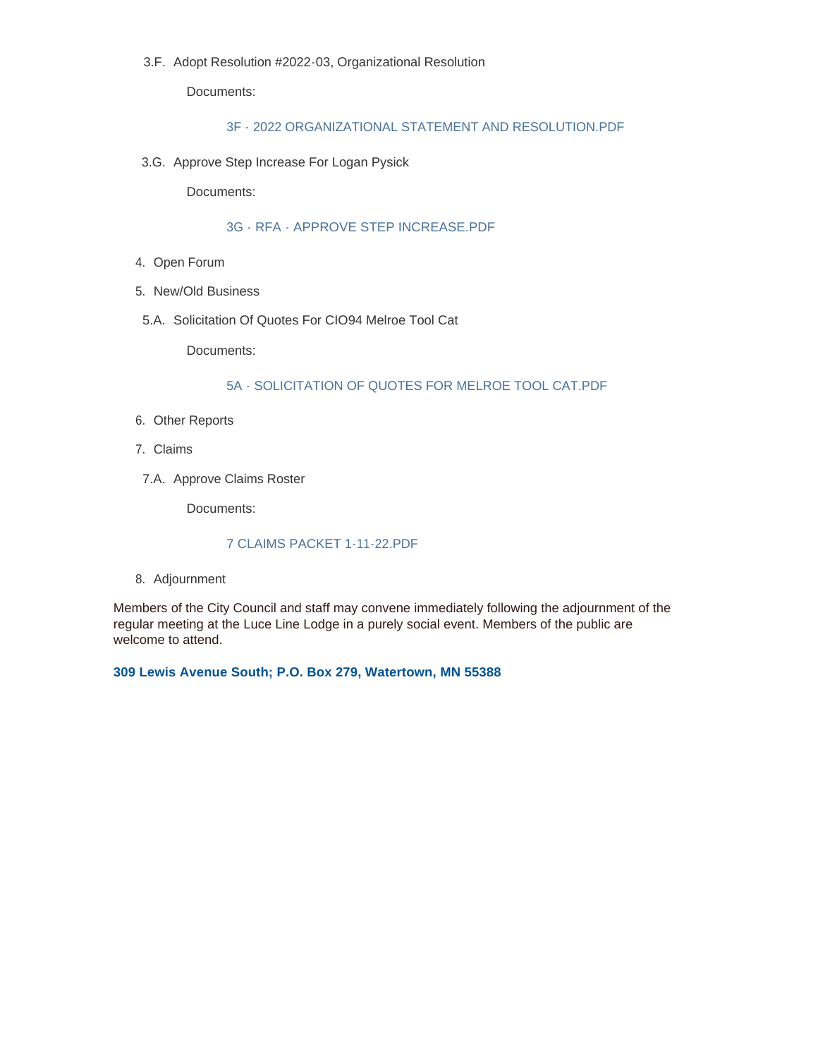3.F. Adopt Resolution #2022-03, Organizational Resolution

Documents:

3F - 2022 ORGANIZATIONAL STATEMENT AND RESOLUTION.PDF

3.G. Approve Step Increase For Logan Pysick

Documents:

3G - RFA - APPROVE STEP INCREASE.PDF

4. Open Forum

5. New/Old Business

5.A. Solicitation Of Quotes For CIO94 Melroe Tool Cat

Documents:

5A - SOLICITATION OF QUOTES FOR MELROE TOOL CAT.PDF

6. Other Reports

7. Claims

7.A. Approve Claims Roster

Documents:

7 CLAIMS PACKET 1-11-22.PDF

8. Adjournment

Members of the City Council and staff may convene immediately following the adjournment of the regular meeting at the Luce Line Lodge in a purely social event. Members of the public are welcome to attend.

**309 Lewis Avenue South; P.O. Box 279, Watertown, MN 55388**